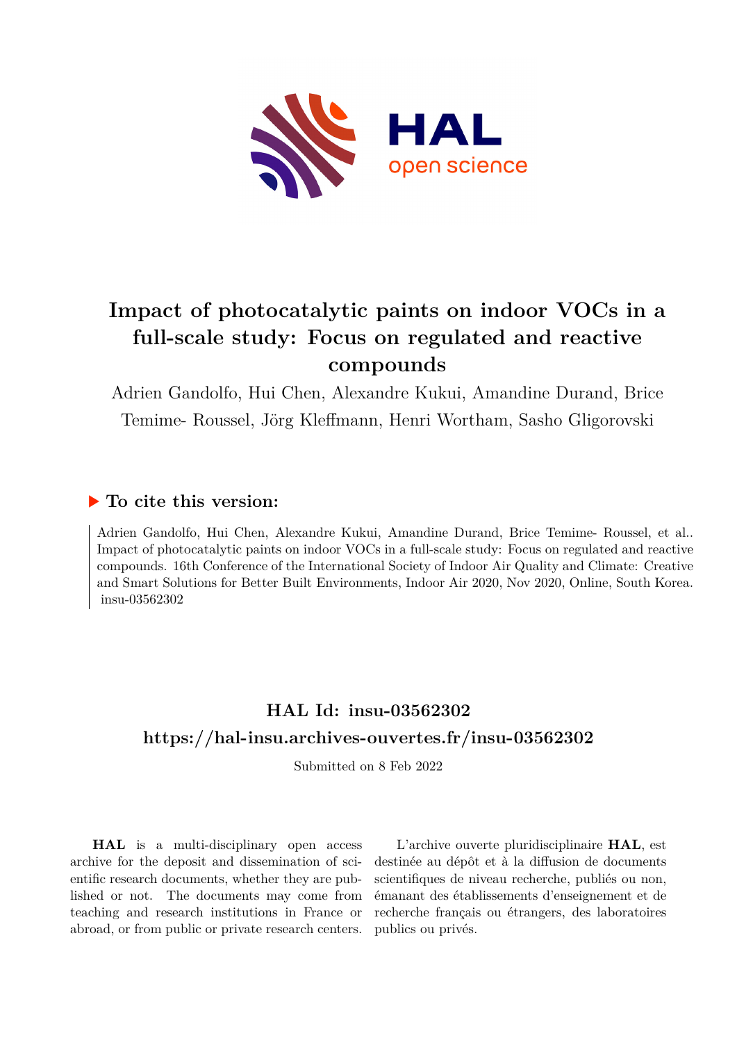# Impact of photocatalytic paints on indoor VOCs in a full-scale study: Focus on regulated and reactive compounds

Adrien Gandolfo, Hui Chen, Alexandre Kukui, Amandine Durand, Brice Temime- Roussel, Jörg Kleffmann, Henri Wortham, Sasho Gligorovski

## ▶ To cite this version:

Adrien Gandolfo, Hui Chen, Alexandre Kukui, Amandine Durand, Brice Temime- Roussel, et al.. Impact of photocatalytic paints on indoor VOCs in a full-scale study: Focus on regulated and reactive compounds. 16th Conference of the International Society of Indoor Air Quality and Climate: Creative and Smart Solutions for Better Built Environments, Indoor Air 2020, Nov 2020, Online, South Korea. insu-03562302

## HAL Id: insu-03562302

## https://hal-insu.archives-ouvertes.fr/insu-03562302

Submitted on 8 Feb 2022

**HAL** is a multi-disciplinary open access archive for the deposit and dissemination of scientific research documents, whether they are published or not. The documents may come from teaching and research institutions in France or abroad, or from public or private research centers.

L'archive ouverte pluridisciplinaire **HAL**, est destinée au dépôt et à la diffusion de documents scientifiques de niveau recherche, publiés ou non, émanant des établissements d'enseignement et de recherche français ou étrangers, des laboratoires publics ou privés.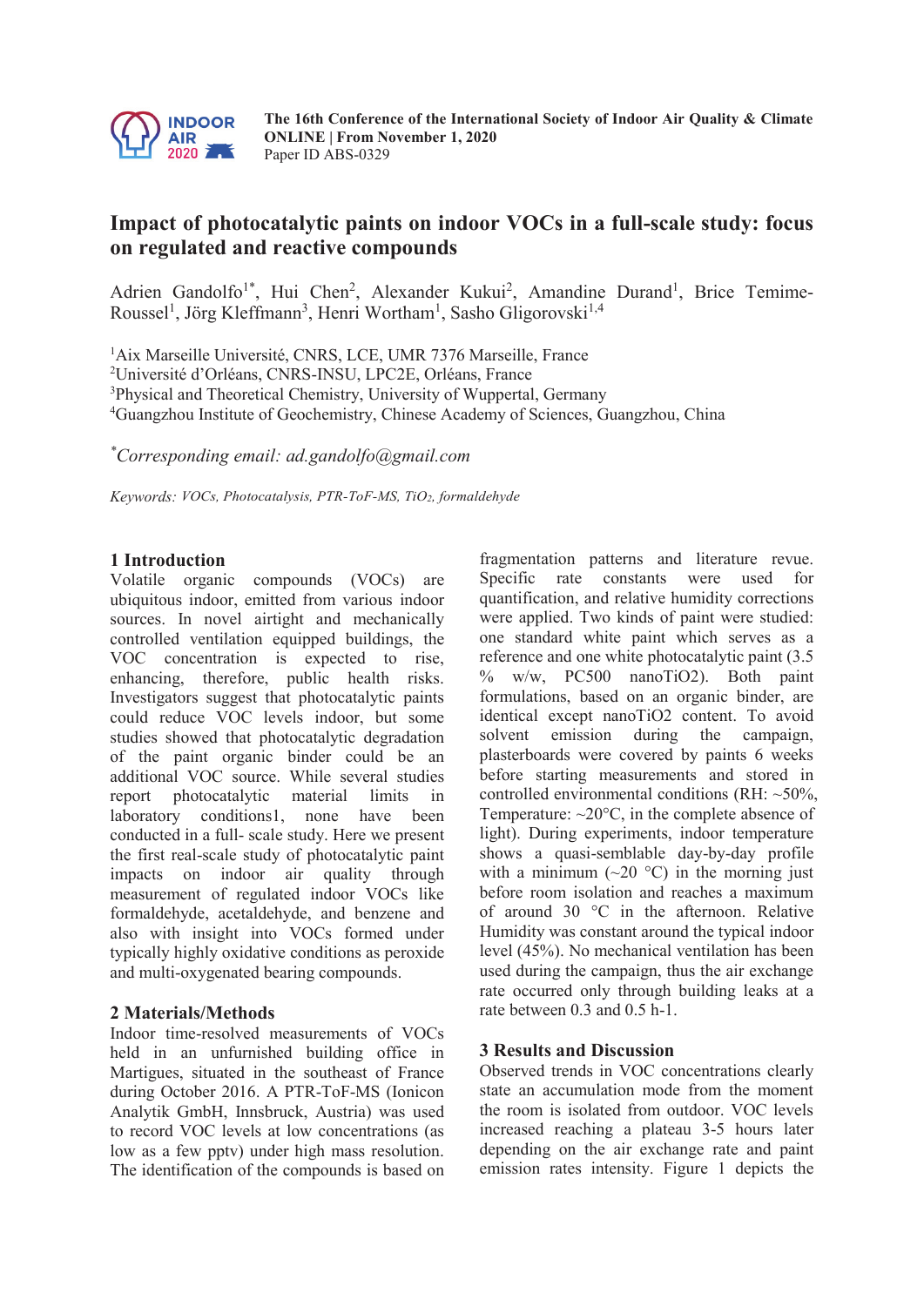# Impact of photocatalytic paints on indoor VOCs in a full-scale study: focus on regulated and reactive compounds

Adrien Gandolfo[1*], Hui Chen[2], Alexander Kukui[2], Amandine Durand[1], Brice Temime-Roussel[1], Jörg Kleffmann[3], Henri Wortham[1], Sasho Gligorovski[1,4]

[1]Aix Marseille Université, CNRS, LCE, UMR 7376 Marseille, France
[2]Université d'Orléans, CNRS-INSU, LPC2E, Orléans, France
[3]Physical and Theoretical Chemistry, University of Wuppertal, Germany
[4]Guangzhou Institute of Geochemistry, Chinese Academy of Sciences, Guangzhou, China

[*]*Corresponding email: ad.gandolfo@gmail.com*

*Keywords: VOCs, Photocatalysis, PTR-ToF-MS, $TiO_2$, formaldehyde*

## 1 Introduction

Volatile organic compounds (VOCs) are ubiquitous indoor, emitted from various indoor sources. In novel airtight and mechanically controlled ventilation equipped buildings, the VOC concentration is expected to rise, enhancing, therefore, public health risks. Investigators suggest that photocatalytic paints could reduce VOC levels indoor, but some studies showed that photocatalytic degradation of the paint organic binder could be an additional VOC source. While several studies report photocatalytic material limits in laboratory conditions1, none have been conducted in a full- scale study. Here we present the first real-scale study of photocatalytic paint impacts on indoor air quality through measurement of regulated indoor VOCs like formaldehyde, acetaldehyde, and benzene and also with insight into VOCs formed under typically highly oxidative conditions as peroxide and multi-oxygenated bearing compounds.

## 2 Materials/Methods

Indoor time-resolved measurements of VOCs held in an unfurnished building office in Martigues, situated in the southeast of France during October 2016. A PTR-ToF-MS (Ionicon Analytik GmbH, Innsbruck, Austria) was used to record VOC levels at low concentrations (as low as a few pptv) under high mass resolution. The identification of the compounds is based on fragmentation patterns and literature revue. Specific rate constants were used for quantification, and relative humidity corrections were applied. Two kinds of paint were studied: one standard white paint which serves as a reference and one white photocatalytic paint (3.5 % w/w, PC500 nano$TiO_2$). Both paint formulations, based on an organic binder, are identical except nano$TiO_2$ content. To avoid solvent emission during the campaign, plasterboards were covered by paints 6 weeks before starting measurements and stored in controlled environmental conditions (RH: ~50%, Temperature: ~20°C, in the complete absence of light). During experiments, indoor temperature shows a quasi-semblable day-by-day profile with a minimum (~20 °C) in the morning just before room isolation and reaches a maximum of around 30 °C in the afternoon. Relative Humidity was constant around the typical indoor level (45%). No mechanical ventilation has been used during the campaign, thus the air exchange rate occurred only through building leaks at a rate between 0.3 and 0.5 $h^{-1}$.

## 3 Results and Discussion

Observed trends in VOC concentrations clearly state an accumulation mode from the moment the room is isolated from outdoor. VOC levels increased reaching a plateau 3-5 hours later depending on the air exchange rate and paint emission rates intensity. Figure 1 depicts the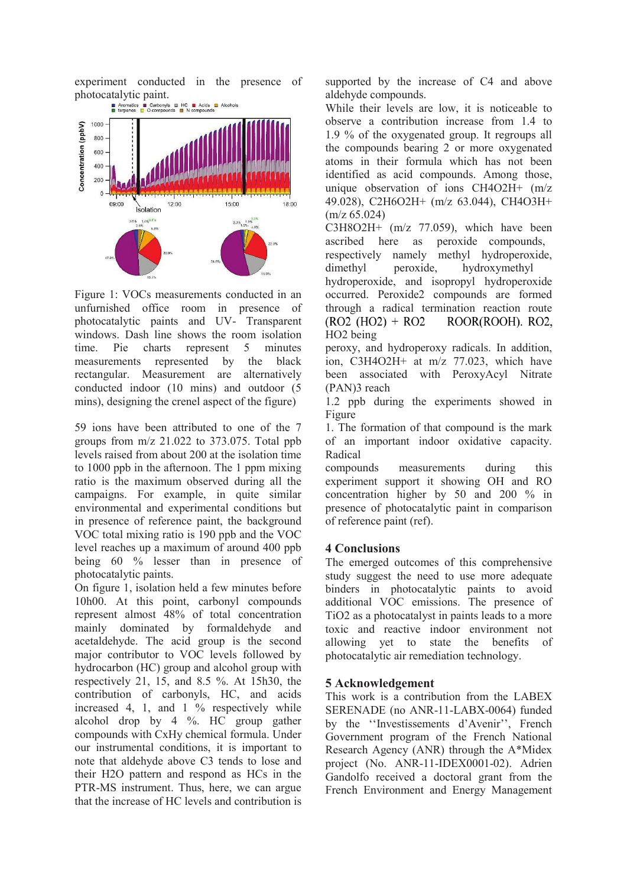experiment conducted in the presence of photocatalytic paint.

Figure 1: VOCs measurements conducted in an unfurnished office room in presence of photocatalytic paints and UV- Transparent windows. Dash line shows the room isolation time. Pie charts represent 5 minutes measurements represented by the black rectangular. Measurement are alternatively conducted indoor (10 mins) and outdoor (5 mins), designing the crenel aspect of the figure)

59 ions have been attributed to one of the 7 groups from m/z 21.022 to 373.075. Total ppb levels raised from about 200 at the isolation time to 1000 ppb in the afternoon. The 1 ppm mixing ratio is the maximum observed during all the campaigns. For example, in quite similar environmental and experimental conditions but in presence of reference paint, the background VOC total mixing ratio is 190 ppb and the VOC level reaches up a maximum of around 400 ppb being 60 % lesser than in presence of photocatalytic paints.

On figure 1, isolation held a few minutes before 10h00. At this point, carbonyl compounds represent almost 48% of total concentration mainly dominated by formaldehyde and acetaldehyde. The acid group is the second major contributor to VOC levels followed by hydrocarbon (HC) group and alcohol group with respectively 21, 15, and 8.5 %. At 15h30, the contribution of carbonyls, HC, and acids increased 4, 1, and 1 % respectively while alcohol drop by 4 %. HC group gather compounds with CxHy chemical formula. Under our instrumental conditions, it is important to note that aldehyde above C3 tends to lose and their $H_2O$ pattern and respond as HCs in the PTR-MS instrument. Thus, here, we can argue that the increase of HC levels and contribution is supported by the increase of C4 and above aldehyde compounds.

While their levels are low, it is noticeable to observe a contribution increase from 1.4 to 1.9 % of the oxygenated group. It regroups all the compounds bearing 2 or more oxygenated atoms in their formula which has not been identified as acid compounds. Among those, unique observation of ions $CH_4O_2H^+$ (m/z 49.028), $C_2H_6O_2H^+$ (m/z 63.044), $CH_4O_3H^+$ (m/z 65.024)

$C_3H_8O_2H^+$ (m/z 77.059), which have been ascribed here as peroxide compounds, respectively namely methyl hydroperoxide, dimethyl peroxide, hydroxymethyl hydroperoxide, and isopropyl hydroperoxide occurred. Peroxide2 compounds are formed through a radical termination reaction route ($RO_2$ ($HO_2$) + $RO_2$ ROOR(ROOH). $RO_2$, $HO_2$ being peroxy, and hydroperoxy radicals. In addition, ion, $C_3H_4O_2H^+$ at m/z 77.023, which have been associated with PeroxyAcyl Nitrate (PAN)3 reach

1.2 ppb during the experiments showed in Figure

1. The formation of that compound is the mark of an important indoor oxidative capacity. Radical

compounds measurements during this experiment support it showing OH and RO concentration higher by 50 and 200 % in presence of photocatalytic paint in comparison of reference paint (ref).

## 4 Conclusions

The emerged outcomes of this comprehensive study suggest the need to use more adequate binders in photocatalytic paints to avoid additional VOC emissions. The presence of $TiO_2$ as a photocatalyst in paints leads to a more toxic and reactive indoor environment not allowing yet to state the benefits of photocatalytic air remediation technology.

## 5 Acknowledgement

This work is a contribution from the LABEX SERENADE (no ANR-11-LABX-0064) funded by the ''Investissements d'Avenir'', French Government program of the French National Research Agency (ANR) through the A*Midex project (No. ANR-11-IDEX0001-02). Adrien Gandolfo received a doctoral grant from the French Environment and Energy Management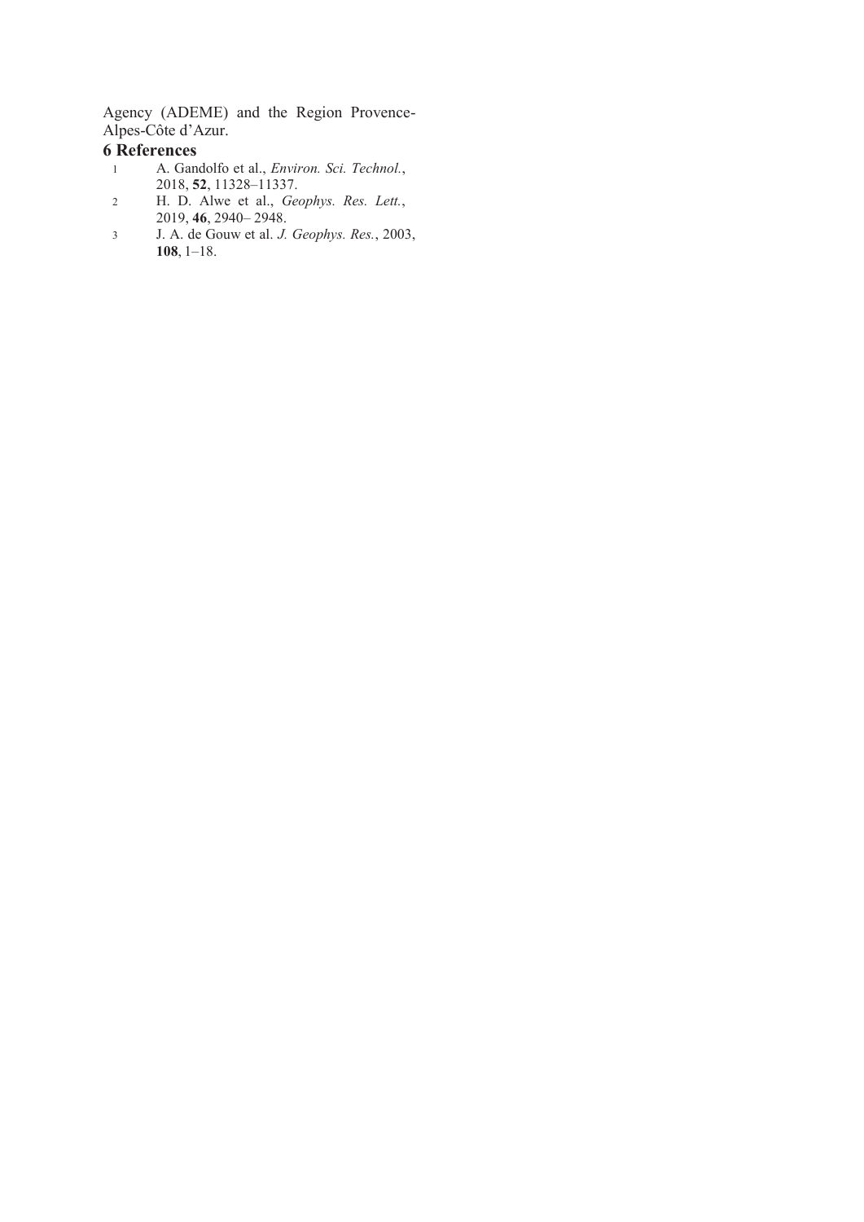Agency (ADEME) and the Region Provence-Alpes-Côte d'Azur.

## 6 References

1. A. Gandolfo et al., *Environ. Sci. Technol.*, 2018, **52**, 11328–11337.
2. H. D. Alwe et al., *Geophys. Res. Lett.*, 2019, **46**, 2940– 2948.
3. J. A. de Gouw et al. *J. Geophys. Res.*, 2003, **108**, 1–18.